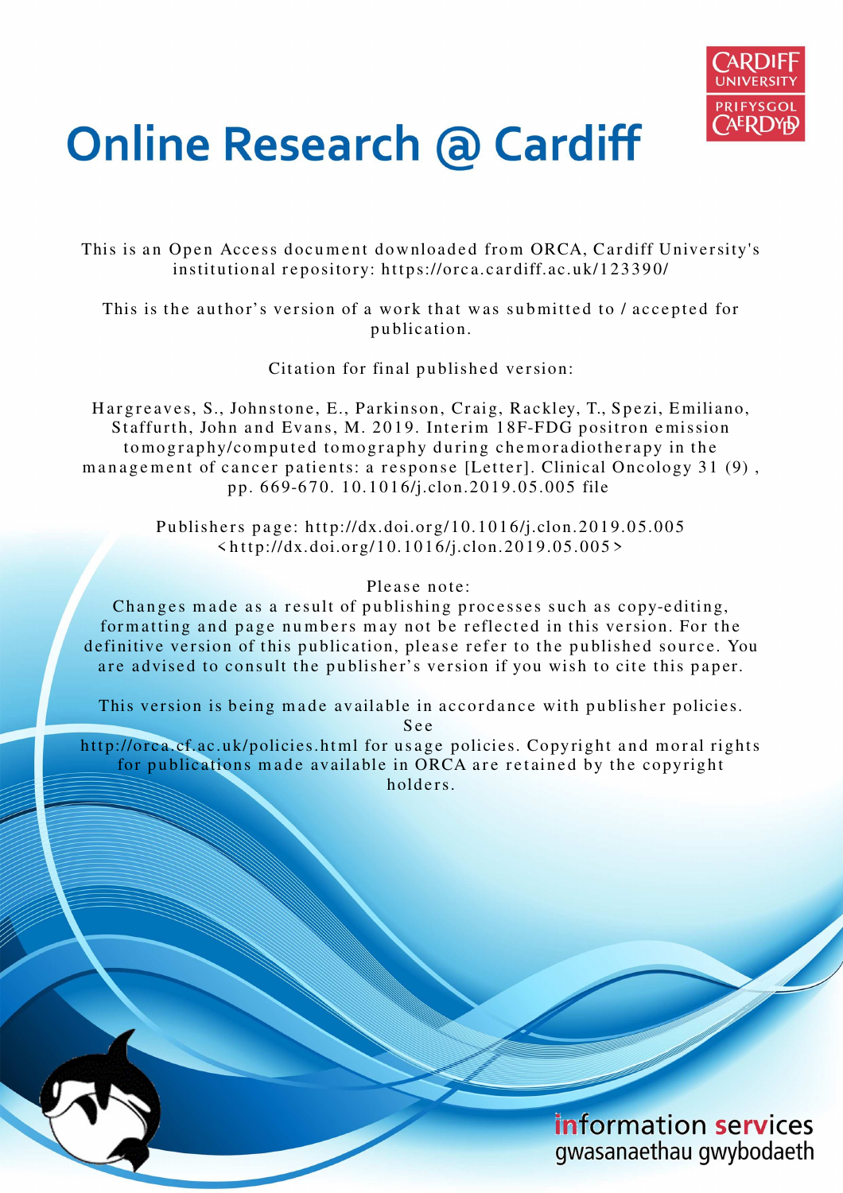# Online Research @ Cardiff

This is an Open Access document downloaded from ORCA, Cardiff University's institutional repository: https://orca.cardiff.ac.uk/123390/

This is the author's version of a work that was submitted to / accepted for publication.

Citation for final published version:

Hargreaves, S., Johnstone, E., Parkinson, Craig, Rackley, T., Spezi, Emiliano, Staffurth, John and Evans, M. 2019. Interim 18F-FDG positron emission tomography/computed tomography during chemoradiotherapy in the management of cancer patients: a response [Letter]. Clinical Oncology 31 (9) , pp. 669-670. 10.1016/j.clon.2019.05.005 file

Publishers page: http://dx.doi.org/10.1016/j.clon.2019.05.005 <http://dx.doi.org/10.1016/j.clon.2019.005>

Please note:
Changes made as a result of publishing processes such as copy-editing, formatting and page numbers may not be reflected in this version. For the definitive version of this publication, please refer to the published source. You are advised to consult the publisher's version if you wish to cite this paper.

This version is being made available in accordance with publisher policies. See http://orca.cf.ac.uk/policies.html for usage policies. Copyright and moral rights for publications made available in ORCA are retained by the copyright holders.

information services
gwasanaethau gwybodaeth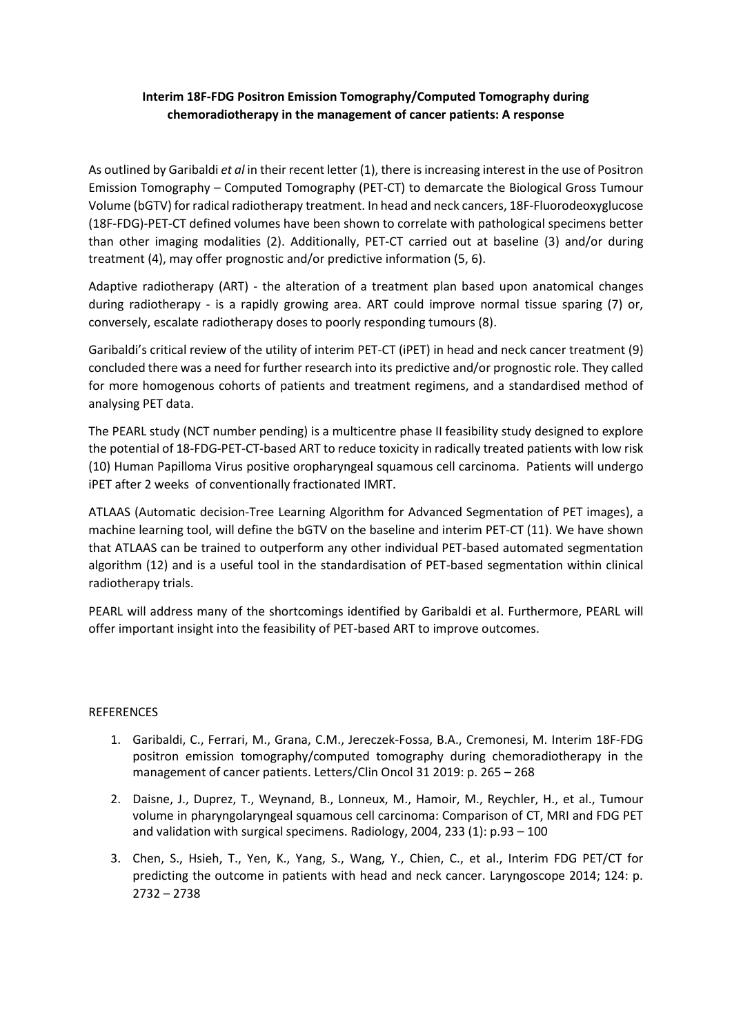**Interim 18F-FDG Positron Emission Tomography/Computed Tomography during chemoradiotherapy in the management of cancer patients: A response**

As outlined by Garibaldi *et al* in their recent letter (1), there is increasing interest in the use of Positron Emission Tomography – Computed Tomography (PET-CT) to demarcate the Biological Gross Tumour Volume (bGTV) for radical radiotherapy treatment. In head and neck cancers, 18F-Fluorodeoxyglucose (18F-FDG)-PET-CT defined volumes have been shown to correlate with pathological specimens better than other imaging modalities (2). Additionally, PET-CT carried out at baseline (3) and/or during treatment (4), may offer prognostic and/or predictive information (5, 6).

Adaptive radiotherapy (ART) - the alteration of a treatment plan based upon anatomical changes during radiotherapy - is a rapidly growing area. ART could improve normal tissue sparing (7) or, conversely, escalate radiotherapy doses to poorly responding tumours (8).

Garibaldi's critical review of the utility of interim PET-CT (iPET) in head and neck cancer treatment (9) concluded there was a need for further research into its predictive and/or prognostic role. They called for more homogenous cohorts of patients and treatment regimens, and a standardised method of analysing PET data.

The PEARL study (NCT number pending) is a multicentre phase II feasibility study designed to explore the potential of 18-FDG-PET-CT-based ART to reduce toxicity in radically treated patients with low risk (10) Human Papilloma Virus positive oropharyngeal squamous cell carcinoma. Patients will undergo iPET after 2 weeks of conventionally fractionated IMRT.

ATLAAS (Automatic decision-Tree Learning Algorithm for Advanced Segmentation of PET images), a machine learning tool, will define the bGTV on the baseline and interim PET-CT (11). We have shown that ATLAAS can be trained to outperform any other individual PET-based automated segmentation algorithm (12) and is a useful tool in the standardisation of PET-based segmentation within clinical radiotherapy trials.

PEARL will address many of the shortcomings identified by Garibaldi et al. Furthermore, PEARL will offer important insight into the feasibility of PET-based ART to improve outcomes.

REFERENCES

1. Garibaldi, C., Ferrari, M., Grana, C.M., Jereczek-Fossa, B.A., Cremonesi, M. Interim 18F-FDG positron emission tomography/computed tomography during chemoradiotherapy in the management of cancer patients. Letters/Clin Oncol 31 2019: p. 265 – 268
2. Daisne, J., Duprez, T., Weynand, B., Lonneux, M., Hamoir, M., Reychler, H., et al., Tumour volume in pharyngolaryngeal squamous cell carcinoma: Comparison of CT, MRI and FDG PET and validation with surgical specimens. Radiology, 2004, 233 (1): p.93 – 100
3. Chen, S., Hsieh, T., Yen, K., Yang, S., Wang, Y., Chien, C., et al., Interim FDG PET/CT for predicting the outcome in patients with head and neck cancer. Laryngoscope 2014; 124: p. 2732 – 2738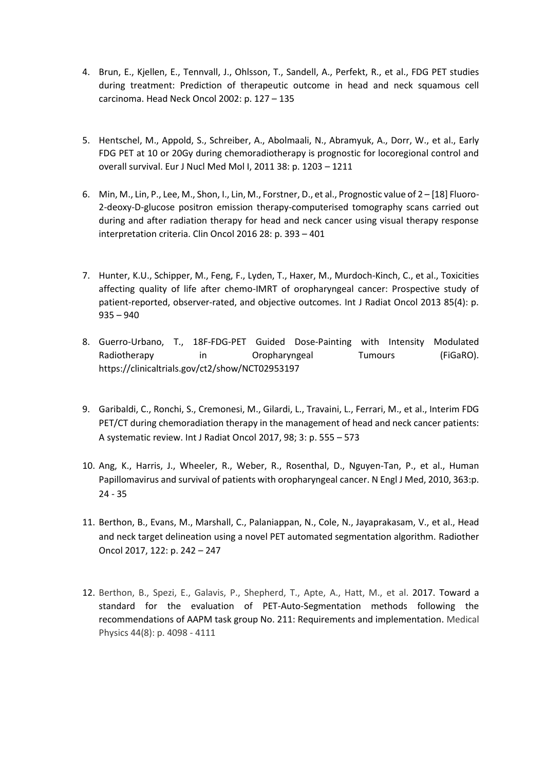4. Brun, E., Kjellen, E., Tennvall, J., Ohlsson, T., Sandell, A., Perfekt, R., et al., FDG PET studies during treatment: Prediction of therapeutic outcome in head and neck squamous cell carcinoma. Head Neck Oncol 2002: p. 127 – 135

5. Hentschel, M., Appold, S., Schreiber, A., Abolmaali, N., Abramyuk, A., Dorr, W., et al., Early FDG PET at 10 or 20Gy during chemoradiotherapy is prognostic for locoregional control and overall survival. Eur J Nucl Med Mol I, 2011 38: p. 1203 – 1211

6. Min, M., Lin, P., Lee, M., Shon, I., Lin, M., Forstner, D., et al., Prognostic value of 2 – [18] Fluoro-2-deoxy-D-glucose positron emission therapy-computerised tomography scans carried out during and after radiation therapy for head and neck cancer using visual therapy response interpretation criteria. Clin Oncol 2016 28: p. 393 – 401

7. Hunter, K.U., Schipper, M., Feng, F., Lyden, T., Haxer, M., Murdoch-Kinch, C., et al., Toxicities affecting quality of life after chemo-IMRT of oropharyngeal cancer: Prospective study of patient-reported, observer-rated, and objective outcomes. Int J Radiat Oncol 2013 85(4): p. 935 – 940

8. Guerro-Urbano, T., 18F-FDG-PET Guided Dose-Painting with Intensity Modulated Radiotherapy in Oropharyngeal Tumours (FiGaRO). https://clinicaltrials.gov/ct2/show/NCT02953197

9. Garibaldi, C., Ronchi, S., Cremonesi, M., Gilardi, L., Travaini, L., Ferrari, M., et al., Interim FDG PET/CT during chemoradiation therapy in the management of head and neck cancer patients: A systematic review. Int J Radiat Oncol 2017, 98; 3: p. 555 – 573

10. Ang, K., Harris, J., Wheeler, R., Weber, R., Rosenthal, D., Nguyen-Tan, P., et al., Human Papillomavirus and survival of patients with oropharyngeal cancer. N Engl J Med, 2010, 363:p. 24 - 35

11. Berthon, B., Evans, M., Marshall, C., Palaniappan, N., Cole, N., Jayaprakasam, V., et al., Head and neck target delineation using a novel PET automated segmentation algorithm. Radiother Oncol 2017, 122: p. 242 – 247

12. Berthon, B., Spezi, E., Galavis, P., Shepherd, T., Apte, A., Hatt, M., et al. 2017. Toward a standard for the evaluation of PET-Auto-Segmentation methods following the recommendations of AAPM task group No. 211: Requirements and implementation. Medical Physics 44(8): p. 4098 - 4111